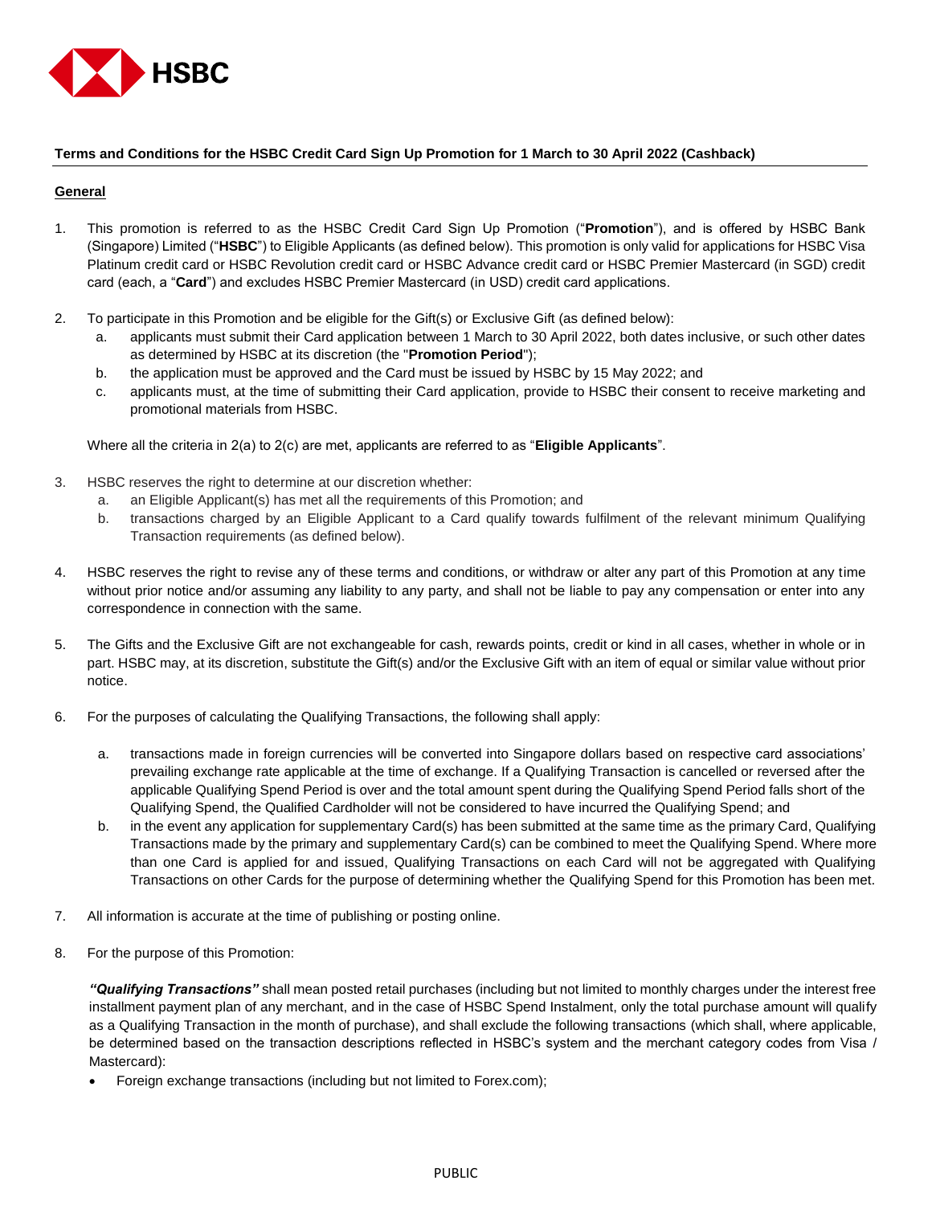**Terms and Conditions for the HSBC Credit Card Sign Up Promotion for 1 March to 30 April 2022 (Cashback)**

**General**

1. This promotion is referred to as the HSBC Credit Card Sign Up Promotion ("**Promotion**"), and is offered by HSBC Bank (Singapore) Limited ("**HSBC**") to Eligible Applicants (as defined below). This promotion is only valid for applications for HSBC Visa Platinum credit card or HSBC Revolution credit card or HSBC Advance credit card or HSBC Premier Mastercard (in SGD) credit card (each, a "**Card**") and excludes HSBC Premier Mastercard (in USD) credit card applications.

2. To participate in this Promotion and be eligible for the Gift(s) or Exclusive Gift (as defined below):
   a. applicants must submit their Card application between 1 March to 30 April 2022, both dates inclusive, or such other dates as determined by HSBC at its discretion (the "**Promotion Period**");
   b. the application must be approved and the Card must be issued by HSBC by 15 May 2022; and
   c. applicants must, at the time of submitting their Card application, provide to HSBC their consent to receive marketing and promotional materials from HSBC.

   Where all the criteria in 2(a) to 2(c) are met, applicants are referred to as "**Eligible Applicants**".

3. HSBC reserves the right to determine at our discretion whether:
   a. an Eligible Applicant(s) has met all the requirements of this Promotion; and
   b. transactions charged by an Eligible Applicant to a Card qualify towards fulfilment of the relevant minimum Qualifying Transaction requirements (as defined below).

4. HSBC reserves the right to revise any of these terms and conditions, or withdraw or alter any part of this Promotion at any time without prior notice and/or assuming any liability to any party, and shall not be liable to pay any compensation or enter into any correspondence in connection with the same.

5. The Gifts and the Exclusive Gift are not exchangeable for cash, rewards points, credit or kind in all cases, whether in whole or in part. HSBC may, at its discretion, substitute the Gift(s) and/or the Exclusive Gift with an item of equal or similar value without prior notice.

6. For the purposes of calculating the Qualifying Transactions, the following shall apply:

   a. transactions made in foreign currencies will be converted into Singapore dollars based on respective card associations' prevailing exchange rate applicable at the time of exchange. If a Qualifying Transaction is cancelled or reversed after the applicable Qualifying Spend Period is over and the total amount spent during the Qualifying Spend Period falls short of the Qualifying Spend, the Qualified Cardholder will not be considered to have incurred the Qualifying Spend; and
   b. in the event any application for supplementary Card(s) has been submitted at the same time as the primary Card, Qualifying Transactions made by the primary and supplementary Card(s) can be combined to meet the Qualifying Spend. Where more than one Card is applied for and issued, Qualifying Transactions on each Card will not be aggregated with Qualifying Transactions on other Cards for the purpose of determining whether the Qualifying Spend for this Promotion has been met.

7. All information is accurate at the time of publishing or posting online.

8. For the purpose of this Promotion:

   ***"Qualifying Transactions"*** shall mean posted retail purchases (including but not limited to monthly charges under the interest free installment payment plan of any merchant, and in the case of HSBC Spend Instalment, only the total purchase amount will qualify as a Qualifying Transaction in the month of purchase), and shall exclude the following transactions (which shall, where applicable, be determined based on the transaction descriptions reflected in HSBC's system and the merchant category codes from Visa / Mastercard):

   - Foreign exchange transactions (including but not limited to Forex.com);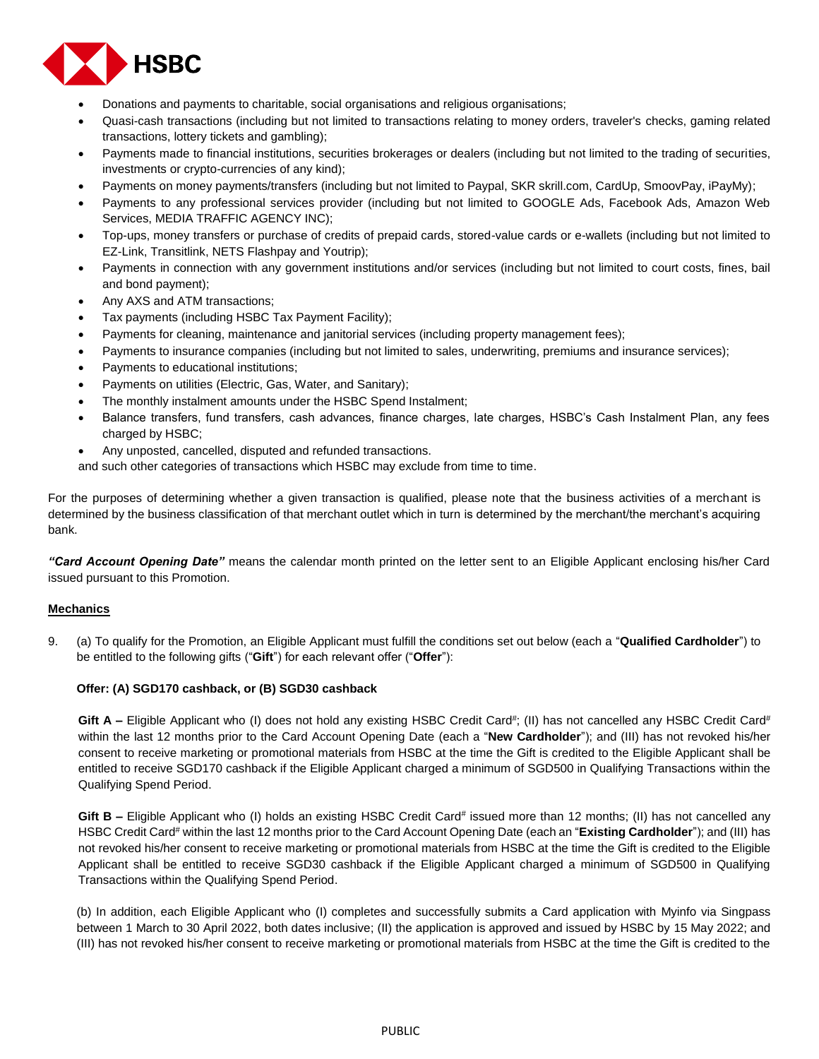- Donations and payments to charitable, social organisations and religious organisations;
- Quasi-cash transactions (including but not limited to transactions relating to money orders, traveler's checks, gaming related transactions, lottery tickets and gambling);
- Payments made to financial institutions, securities brokerages or dealers (including but not limited to the trading of securities, investments or crypto-currencies of any kind);
- Payments on money payments/transfers (including but not limited to Paypal, SKR skrill.com, CardUp, SmoovPay, iPayMy);
- Payments to any professional services provider (including but not limited to GOOGLE Ads, Facebook Ads, Amazon Web Services, MEDIA TRAFFIC AGENCY INC);
- Top-ups, money transfers or purchase of credits of prepaid cards, stored-value cards or e-wallets (including but not limited to EZ-Link, Transitlink, NETS Flashpay and Youtrip);
- Payments in connection with any government institutions and/or services (including but not limited to court costs, fines, bail and bond payment);
- Any AXS and ATM transactions;
- Tax payments (including HSBC Tax Payment Facility);
- Payments for cleaning, maintenance and janitorial services (including property management fees);
- Payments to insurance companies (including but not limited to sales, underwriting, premiums and insurance services);
- Payments to educational institutions;
- Payments on utilities (Electric, Gas, Water, and Sanitary);
- The monthly instalment amounts under the HSBC Spend Instalment;
- Balance transfers, fund transfers, cash advances, finance charges, late charges, HSBC's Cash Instalment Plan, any fees charged by HSBC;
- Any unposted, cancelled, disputed and refunded transactions.

and such other categories of transactions which HSBC may exclude from time to time.

For the purposes of determining whether a given transaction is qualified, please note that the business activities of a merchant is determined by the business classification of that merchant outlet which in turn is determined by the merchant/the merchant's acquiring bank.

***"Card Account Opening Date"*** means the calendar month printed on the letter sent to an Eligible Applicant enclosing his/her Card issued pursuant to this Promotion.

**Mechanics**

9. (a) To qualify for the Promotion, an Eligible Applicant must fulfill the conditions set out below (each a "**Qualified Cardholder**") to be entitled to the following gifts ("**Gift**") for each relevant offer ("**Offer**"):

   **Offer: (A) SGD170 cashback, or (B) SGD30 cashback**

   **Gift A –** Eligible Applicant who (I) does not hold any existing HSBC Credit Card#; (II) has not cancelled any HSBC Credit Card# within the last 12 months prior to the Card Account Opening Date (each a "**New Cardholder**"); and (III) has not revoked his/her consent to receive marketing or promotional materials from HSBC at the time the Gift is credited to the Eligible Applicant shall be entitled to receive SGD170 cashback if the Eligible Applicant charged a minimum of SGD500 in Qualifying Transactions within the Qualifying Spend Period.

   **Gift B –** Eligible Applicant who (I) holds an existing HSBC Credit Card# issued more than 12 months; (II) has not cancelled any HSBC Credit Card# within the last 12 months prior to the Card Account Opening Date (each an "**Existing Cardholder**"); and (III) has not revoked his/her consent to receive marketing or promotional materials from HSBC at the time the Gift is credited to the Eligible Applicant shall be entitled to receive SGD30 cashback if the Eligible Applicant charged a minimum of SGD500 in Qualifying Transactions within the Qualifying Spend Period.

   (b) In addition, each Eligible Applicant who (I) completes and successfully submits a Card application with Myinfo via Singpass between 1 March to 30 April 2022, both dates inclusive; (II) the application is approved and issued by HSBC by 15 May 2022; and (III) has not revoked his/her consent to receive marketing or promotional materials from HSBC at the time the Gift is credited to the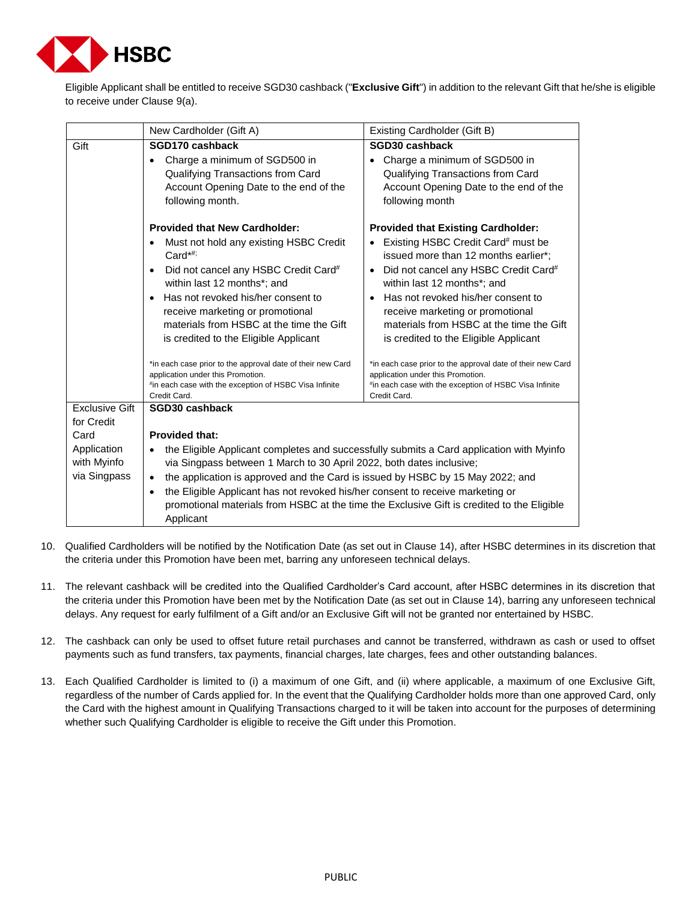Eligible Applicant shall be entitled to receive SGD30 cashback ("**Exclusive Gift**") in addition to the relevant Gift that he/she is eligible to receive under Clause 9(a).

| | New Cardholder (Gift A) | Existing Cardholder (Gift B) |
|---|---|---|
| Gift | **SGD170 cashback**<br>• Charge a minimum of SGD500 in Qualifying Transactions from Card Account Opening Date to the end of the following month.<br><br>**Provided that New Cardholder:**<br>• Must not hold any existing HSBC Credit Card*#;<br>• Did not cancel any HSBC Credit Card# within last 12 months*; and<br>• Has not revoked his/her consent to receive marketing or promotional materials from HSBC at the time the Gift is credited to the Eligible Applicant<br><br>*in each case prior to the approval date of their new Card application under this Promotion.<br>#in each case with the exception of HSBC Visa Infinite Credit Card. | **SGD30 cashback**<br>• Charge a minimum of SGD500 in Qualifying Transactions from Card Account Opening Date to the end of the following month<br><br>**Provided that Existing Cardholder:**<br>• Existing HSBC Credit Card# must be issued more than 12 months earlier*;<br>• Did not cancel any HSBC Credit Card# within last 12 months*; and<br>• Has not revoked his/her consent to receive marketing or promotional materials from HSBC at the time the Gift is credited to the Eligible Applicant<br><br>*in each case prior to the approval date of their new Card application under this Promotion.<br>#in each case with the exception of HSBC Visa Infinite Credit Card. |
| Exclusive Gift for Credit Card Application with Myinfo via Singpass | **SGD30 cashback**<br><br>**Provided that:**<br>• the Eligible Applicant completes and successfully submits a Card application with Myinfo via Singpass between 1 March to 30 April 2022, both dates inclusive;<br>• the application is approved and the Card is issued by HSBC by 15 May 2022; and<br>• the Eligible Applicant has not revoked his/her consent to receive marketing or promotional materials from HSBC at the time the Exclusive Gift is credited to the Eligible Applicant | |

10. Qualified Cardholders will be notified by the Notification Date (as set out in Clause 14), after HSBC determines in its discretion that the criteria under this Promotion have been met, barring any unforeseen technical delays.

11. The relevant cashback will be credited into the Qualified Cardholder's Card account, after HSBC determines in its discretion that the criteria under this Promotion have been met by the Notification Date (as set out in Clause 14), barring any unforeseen technical delays. Any request for early fulfilment of a Gift and/or an Exclusive Gift will not be granted nor entertained by HSBC.

12. The cashback can only be used to offset future retail purchases and cannot be transferred, withdrawn as cash or used to offset payments such as fund transfers, tax payments, financial charges, late charges, fees and other outstanding balances.

13. Each Qualified Cardholder is limited to (i) a maximum of one Gift, and (ii) where applicable, a maximum of one Exclusive Gift, regardless of the number of Cards applied for. In the event that the Qualifying Cardholder holds more than one approved Card, only the Card with the highest amount in Qualifying Transactions charged to it will be taken into account for the purposes of determining whether such Qualifying Cardholder is eligible to receive the Gift under this Promotion.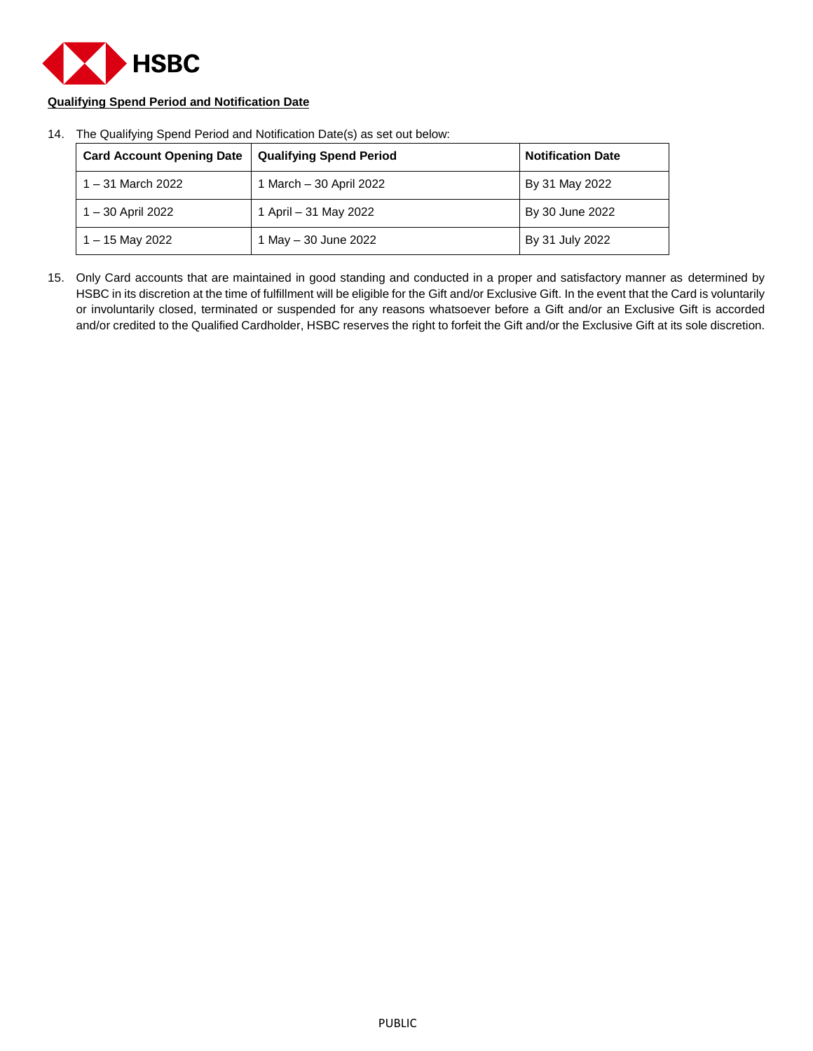**Qualifying Spend Period and Notification Date**

14. The Qualifying Spend Period and Notification Date(s) as set out below:

| Card Account Opening Date | Qualifying Spend Period | Notification Date |
|---|---|---|
| 1 – 31 March 2022 | 1 March – 30 April 2022 | By 31 May 2022 |
| 1 – 30 April 2022 | 1 April – 31 May 2022 | By 30 June 2022 |
| 1 – 15 May 2022 | 1 May – 30 June 2022 | By 31 July 2022 |

15. Only Card accounts that are maintained in good standing and conducted in a proper and satisfactory manner as determined by HSBC in its discretion at the time of fulfillment will be eligible for the Gift and/or Exclusive Gift. In the event that the Card is voluntarily or involuntarily closed, terminated or suspended for any reasons whatsoever before a Gift and/or an Exclusive Gift is accorded and/or credited to the Qualified Cardholder, HSBC reserves the right to forfeit the Gift and/or the Exclusive Gift at its sole discretion.